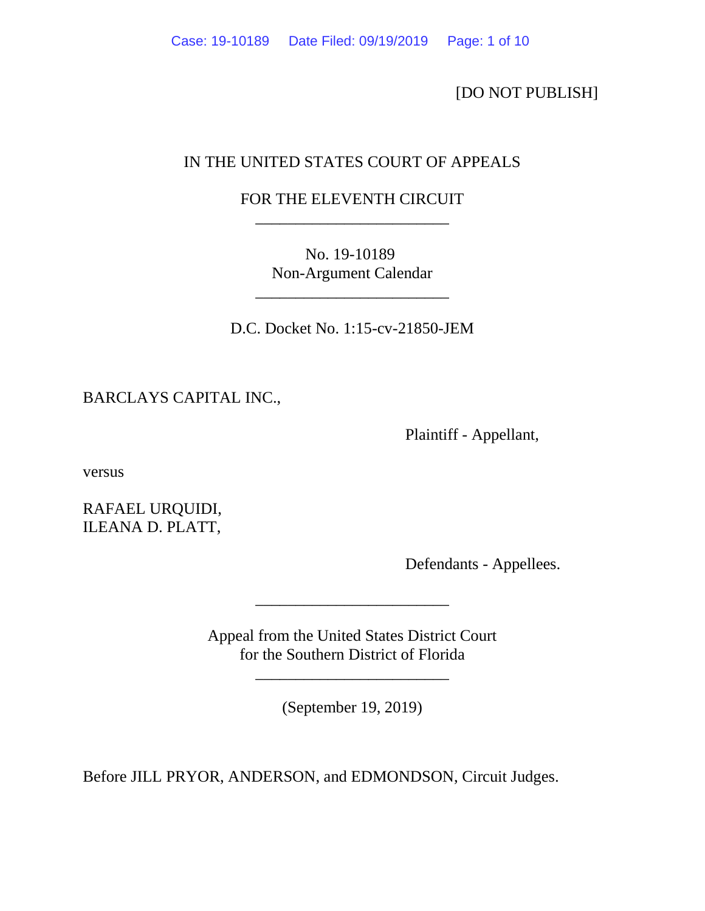[DO NOT PUBLISH]

IN THE UNITED STATES COURT OF APPEALS

FOR THE ELEVENTH CIRCUIT

________________________

No. 19-10189
Non-Argument Calendar

________________________

D.C. Docket No. 1:15-cv-21850-JEM

BARCLAYS CAPITAL INC.,

Plaintiff - Appellant,

versus

RAFAEL URQUIDI,
ILEANA D. PLATT,

Defendants - Appellees.

________________________

Appeal from the United States District Court
for the Southern District of Florida

________________________

(September 19, 2019)

Before JILL PRYOR, ANDERSON, and EDMONDSON, Circuit Judges.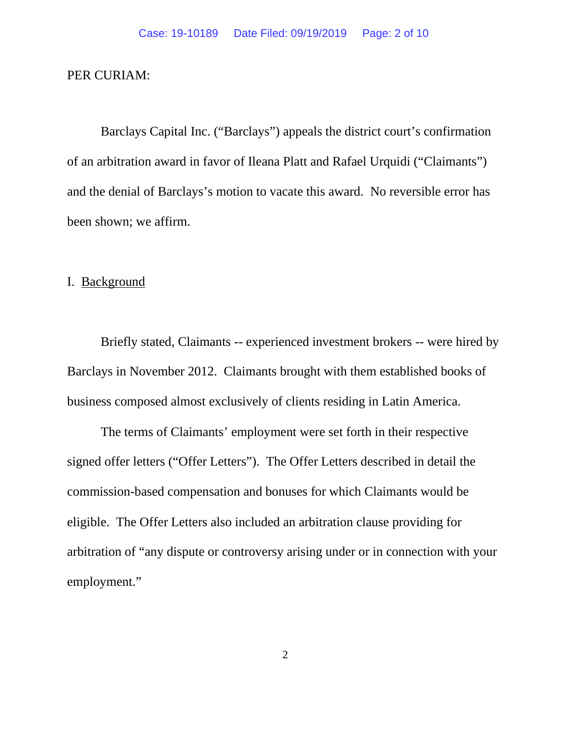PER CURIAM:

Barclays Capital Inc. ("Barclays") appeals the district court's confirmation of an arbitration award in favor of Ileana Platt and Rafael Urquidi ("Claimants") and the denial of Barclays's motion to vacate this award. No reversible error has been shown; we affirm.

I. Background

Briefly stated, Claimants -- experienced investment brokers -- were hired by Barclays in November 2012. Claimants brought with them established books of business composed almost exclusively of clients residing in Latin America.

The terms of Claimants' employment were set forth in their respective signed offer letters ("Offer Letters"). The Offer Letters described in detail the commission-based compensation and bonuses for which Claimants would be eligible. The Offer Letters also included an arbitration clause providing for arbitration of "any dispute or controversy arising under or in connection with your employment."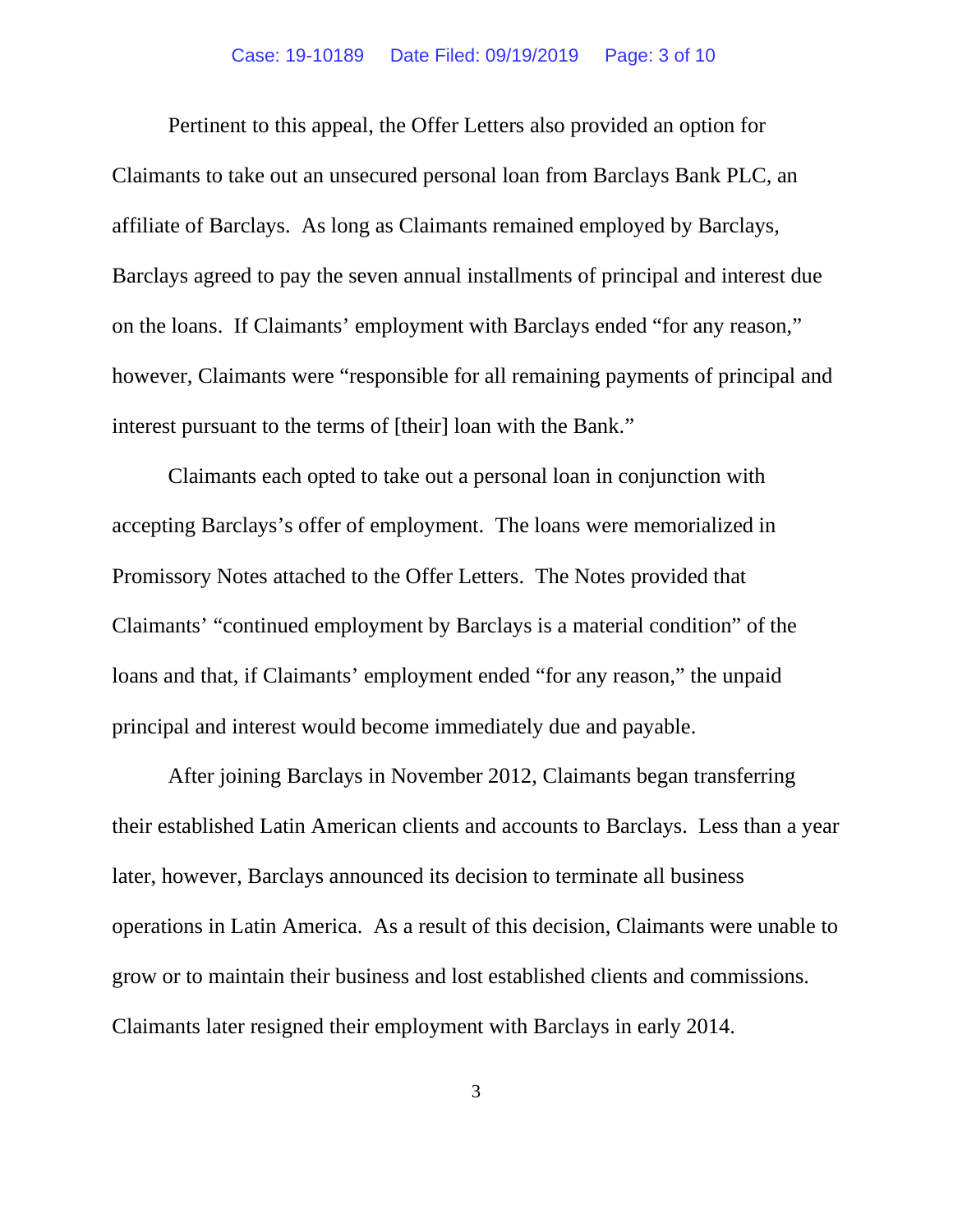Pertinent to this appeal, the Offer Letters also provided an option for Claimants to take out an unsecured personal loan from Barclays Bank PLC, an affiliate of Barclays. As long as Claimants remained employed by Barclays, Barclays agreed to pay the seven annual installments of principal and interest due on the loans. If Claimants' employment with Barclays ended "for any reason," however, Claimants were "responsible for all remaining payments of principal and interest pursuant to the terms of [their] loan with the Bank."

Claimants each opted to take out a personal loan in conjunction with accepting Barclays's offer of employment. The loans were memorialized in Promissory Notes attached to the Offer Letters. The Notes provided that Claimants' "continued employment by Barclays is a material condition" of the loans and that, if Claimants' employment ended "for any reason," the unpaid principal and interest would become immediately due and payable.

After joining Barclays in November 2012, Claimants began transferring their established Latin American clients and accounts to Barclays. Less than a year later, however, Barclays announced its decision to terminate all business operations in Latin America. As a result of this decision, Claimants were unable to grow or to maintain their business and lost established clients and commissions. Claimants later resigned their employment with Barclays in early 2014.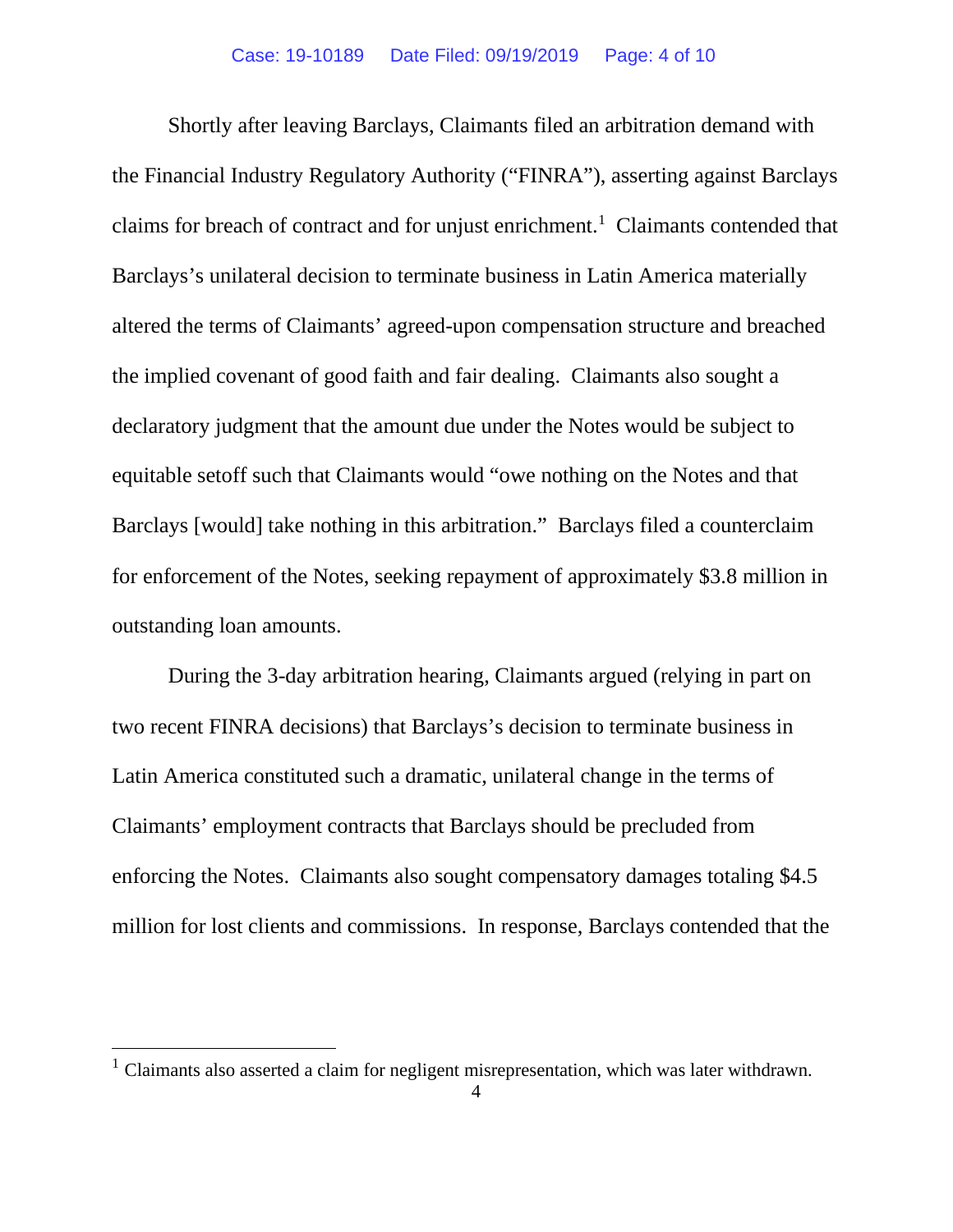Shortly after leaving Barclays, Claimants filed an arbitration demand with the Financial Industry Regulatory Authority ("FINRA"), asserting against Barclays claims for breach of contract and for unjust enrichment.[1] Claimants contended that Barclays's unilateral decision to terminate business in Latin America materially altered the terms of Claimants' agreed-upon compensation structure and breached the implied covenant of good faith and fair dealing. Claimants also sought a declaratory judgment that the amount due under the Notes would be subject to equitable setoff such that Claimants would "owe nothing on the Notes and that Barclays [would] take nothing in this arbitration." Barclays filed a counterclaim for enforcement of the Notes, seeking repayment of approximately $3.8 million in outstanding loan amounts.

During the 3-day arbitration hearing, Claimants argued (relying in part on two recent FINRA decisions) that Barclays's decision to terminate business in Latin America constituted such a dramatic, unilateral change in the terms of Claimants' employment contracts that Barclays should be precluded from enforcing the Notes. Claimants also sought compensatory damages totaling $4.5 million for lost clients and commissions. In response, Barclays contended that the

---

[1] Claimants also asserted a claim for negligent misrepresentation, which was later withdrawn.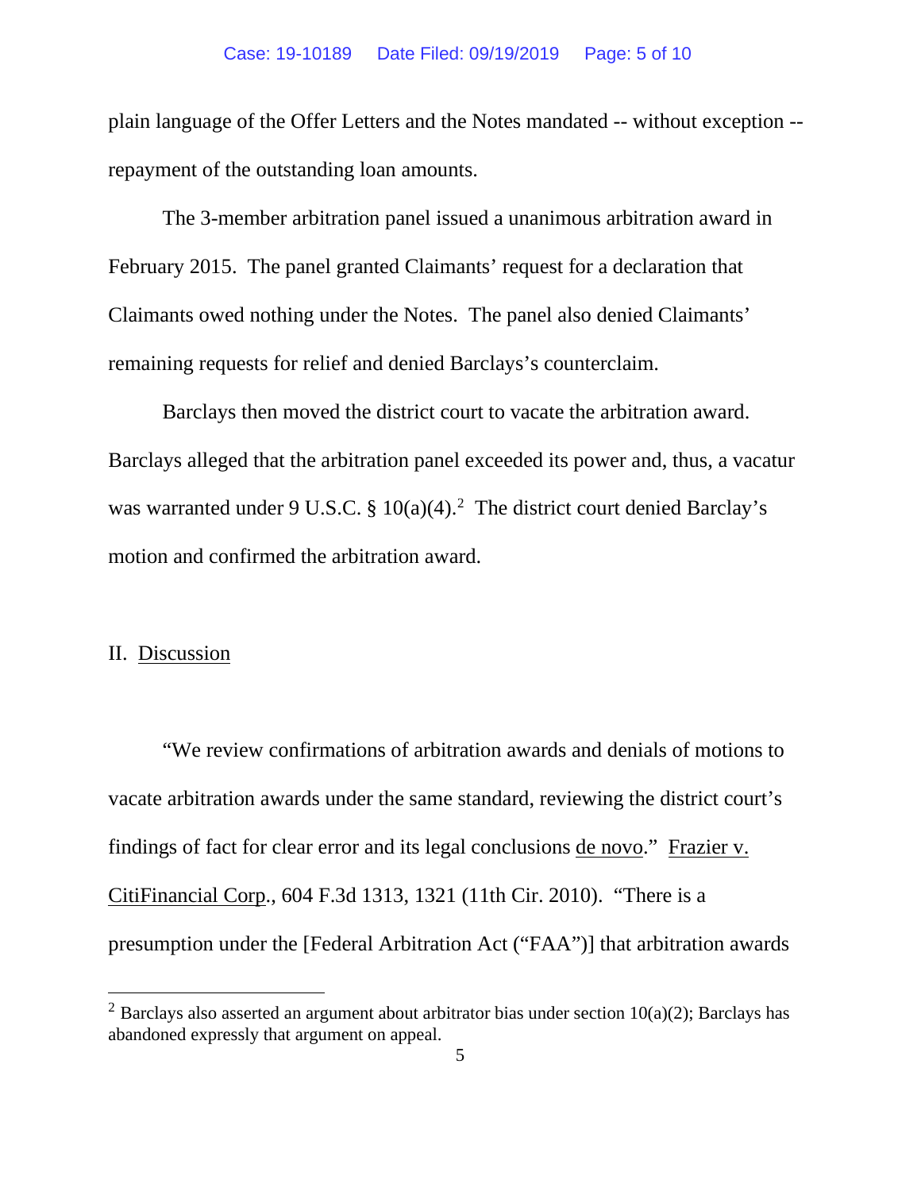plain language of the Offer Letters and the Notes mandated -- without exception -- repayment of the outstanding loan amounts.

The 3-member arbitration panel issued a unanimous arbitration award in February 2015. The panel granted Claimants' request for a declaration that Claimants owed nothing under the Notes. The panel also denied Claimants' remaining requests for relief and denied Barclays's counterclaim.

Barclays then moved the district court to vacate the arbitration award. Barclays alleged that the arbitration panel exceeded its power and, thus, a vacatur was warranted under 9 U.S.C. § 10(a)(4).[2] The district court denied Barclay's motion and confirmed the arbitration award.

## II. Discussion

"We review confirmations of arbitration awards and denials of motions to vacate arbitration awards under the same standard, reviewing the district court's findings of fact for clear error and its legal conclusions de novo." Frazier v. CitiFinancial Corp., 604 F.3d 1313, 1321 (11th Cir. 2010). "There is a presumption under the [Federal Arbitration Act ("FAA")] that arbitration awards

[2] Barclays also asserted an argument about arbitrator bias under section 10(a)(2); Barclays has abandoned expressly that argument on appeal.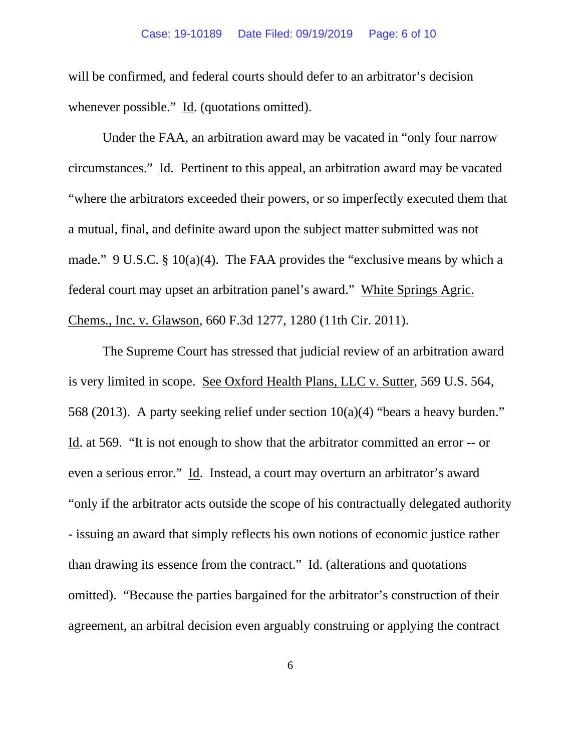will be confirmed, and federal courts should defer to an arbitrator's decision whenever possible." Id. (quotations omitted).

Under the FAA, an arbitration award may be vacated in "only four narrow circumstances." Id. Pertinent to this appeal, an arbitration award may be vacated "where the arbitrators exceeded their powers, or so imperfectly executed them that a mutual, final, and definite award upon the subject matter submitted was not made." 9 U.S.C. § 10(a)(4). The FAA provides the "exclusive means by which a federal court may upset an arbitration panel's award." White Springs Agric. Chems., Inc. v. Glawson, 660 F.3d 1277, 1280 (11th Cir. 2011).

The Supreme Court has stressed that judicial review of an arbitration award is very limited in scope. See Oxford Health Plans, LLC v. Sutter, 569 U.S. 564, 568 (2013). A party seeking relief under section 10(a)(4) "bears a heavy burden." Id. at 569. "It is not enough to show that the arbitrator committed an error -- or even a serious error." Id. Instead, a court may overturn an arbitrator's award "only if the arbitrator acts outside the scope of his contractually delegated authority - issuing an award that simply reflects his own notions of economic justice rather than drawing its essence from the contract." Id. (alterations and quotations omitted). "Because the parties bargained for the arbitrator's construction of their agreement, an arbitral decision even arguably construing or applying the contract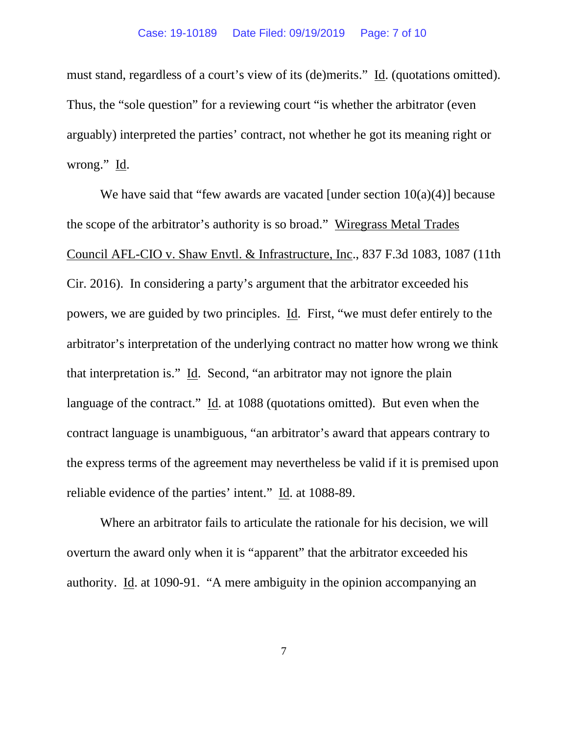must stand, regardless of a court's view of its (de)merits." Id. (quotations omitted). Thus, the "sole question" for a reviewing court "is whether the arbitrator (even arguably) interpreted the parties' contract, not whether he got its meaning right or wrong." Id.

We have said that "few awards are vacated [under section 10(a)(4)] because the scope of the arbitrator's authority is so broad." Wiregrass Metal Trades Council AFL-CIO v. Shaw Envtl. & Infrastructure, Inc., 837 F.3d 1083, 1087 (11th Cir. 2016). In considering a party's argument that the arbitrator exceeded his powers, we are guided by two principles. Id. First, "we must defer entirely to the arbitrator's interpretation of the underlying contract no matter how wrong we think that interpretation is." Id. Second, "an arbitrator may not ignore the plain language of the contract." Id. at 1088 (quotations omitted). But even when the contract language is unambiguous, "an arbitrator's award that appears contrary to the express terms of the agreement may nevertheless be valid if it is premised upon reliable evidence of the parties' intent." Id. at 1088-89.

Where an arbitrator fails to articulate the rationale for his decision, we will overturn the award only when it is "apparent" that the arbitrator exceeded his authority. Id. at 1090-91. "A mere ambiguity in the opinion accompanying an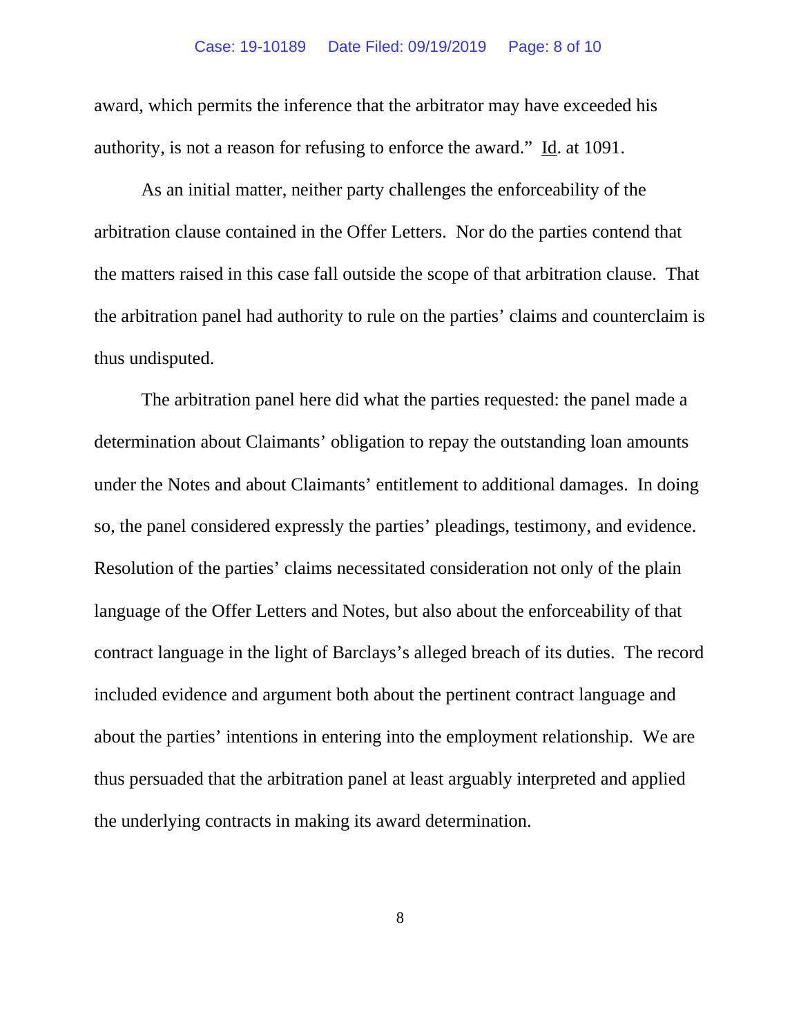award, which permits the inference that the arbitrator may have exceeded his authority, is not a reason for refusing to enforce the award." Id. at 1091.

As an initial matter, neither party challenges the enforceability of the arbitration clause contained in the Offer Letters. Nor do the parties contend that the matters raised in this case fall outside the scope of that arbitration clause. That the arbitration panel had authority to rule on the parties' claims and counterclaim is thus undisputed.

The arbitration panel here did what the parties requested: the panel made a determination about Claimants' obligation to repay the outstanding loan amounts under the Notes and about Claimants' entitlement to additional damages. In doing so, the panel considered expressly the parties' pleadings, testimony, and evidence. Resolution of the parties' claims necessitated consideration not only of the plain language of the Offer Letters and Notes, but also about the enforceability of that contract language in the light of Barclays's alleged breach of its duties. The record included evidence and argument both about the pertinent contract language and about the parties' intentions in entering into the employment relationship. We are thus persuaded that the arbitration panel at least arguably interpreted and applied the underlying contracts in making its award determination.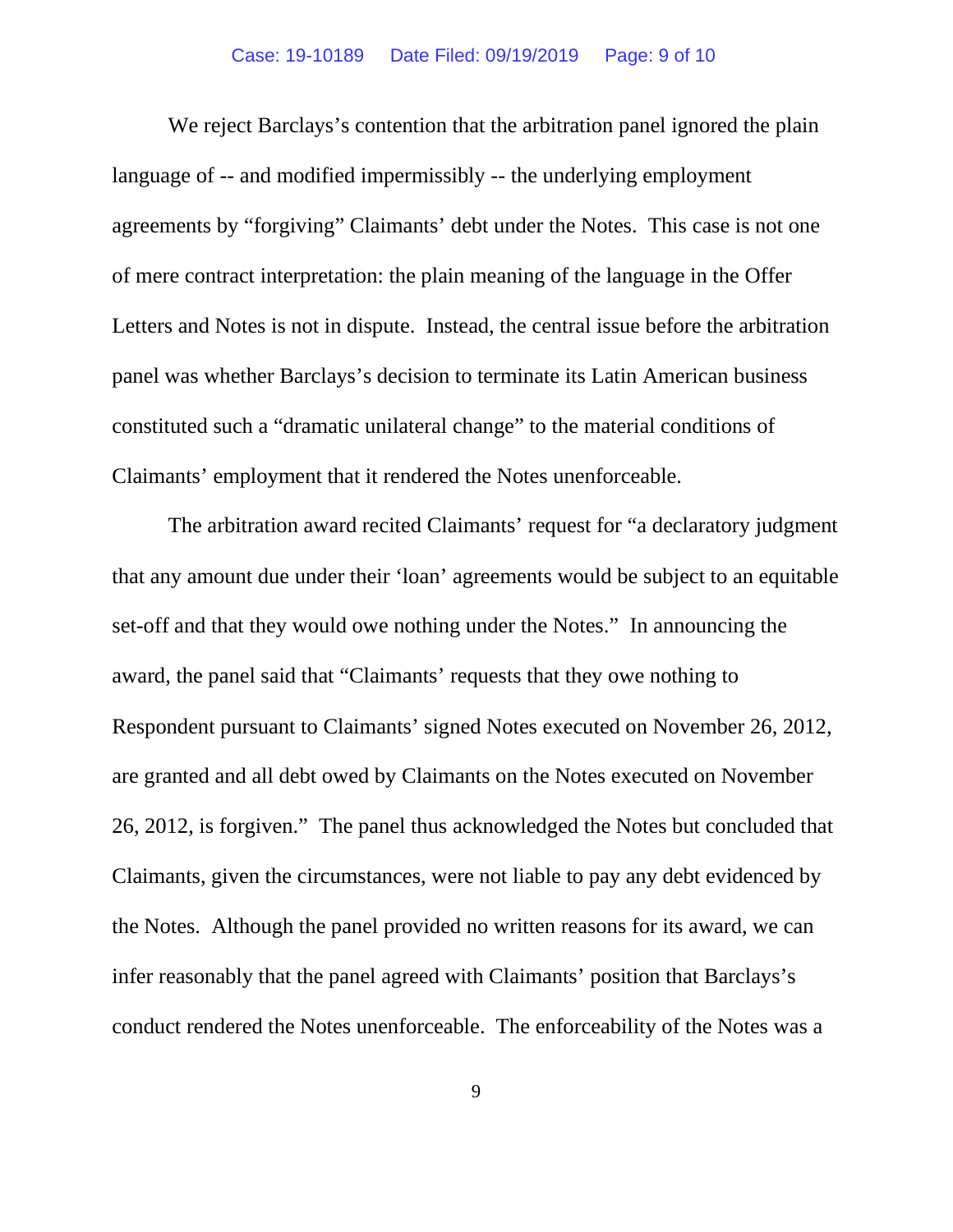We reject Barclays's contention that the arbitration panel ignored the plain language of -- and modified impermissibly -- the underlying employment agreements by "forgiving" Claimants' debt under the Notes. This case is not one of mere contract interpretation: the plain meaning of the language in the Offer Letters and Notes is not in dispute. Instead, the central issue before the arbitration panel was whether Barclays's decision to terminate its Latin American business constituted such a "dramatic unilateral change" to the material conditions of Claimants' employment that it rendered the Notes unenforceable.

The arbitration award recited Claimants' request for "a declaratory judgment that any amount due under their 'loan' agreements would be subject to an equitable set-off and that they would owe nothing under the Notes." In announcing the award, the panel said that "Claimants' requests that they owe nothing to Respondent pursuant to Claimants' signed Notes executed on November 26, 2012, are granted and all debt owed by Claimants on the Notes executed on November 26, 2012, is forgiven." The panel thus acknowledged the Notes but concluded that Claimants, given the circumstances, were not liable to pay any debt evidenced by the Notes. Although the panel provided no written reasons for its award, we can infer reasonably that the panel agreed with Claimants' position that Barclays's conduct rendered the Notes unenforceable. The enforceability of the Notes was a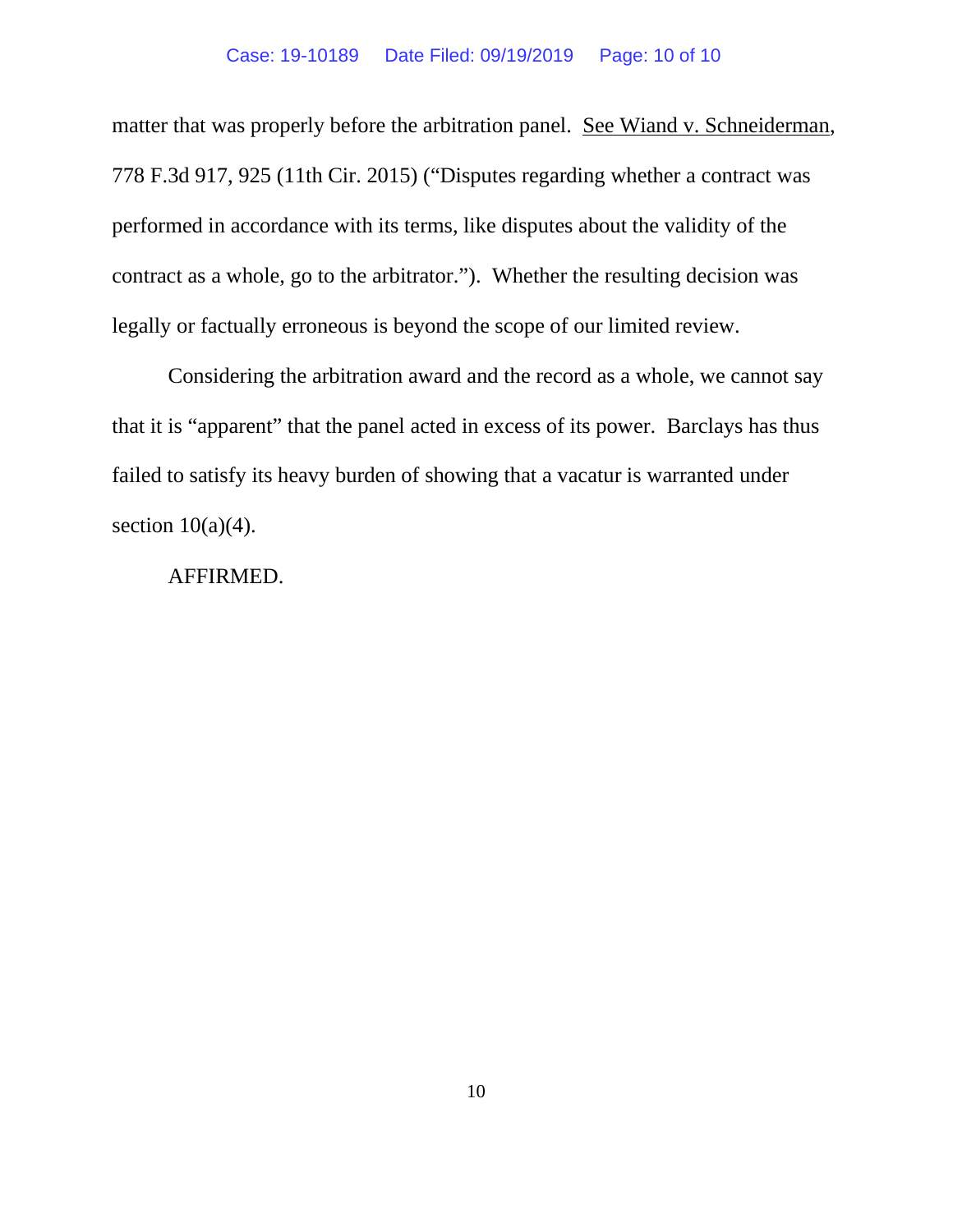matter that was properly before the arbitration panel. See Wiand v. Schneiderman, 778 F.3d 917, 925 (11th Cir. 2015) ("Disputes regarding whether a contract was performed in accordance with its terms, like disputes about the validity of the contract as a whole, go to the arbitrator."). Whether the resulting decision was legally or factually erroneous is beyond the scope of our limited review.

Considering the arbitration award and the record as a whole, we cannot say that it is "apparent" that the panel acted in excess of its power. Barclays has thus failed to satisfy its heavy burden of showing that a vacatur is warranted under section 10(a)(4).

AFFIRMED.